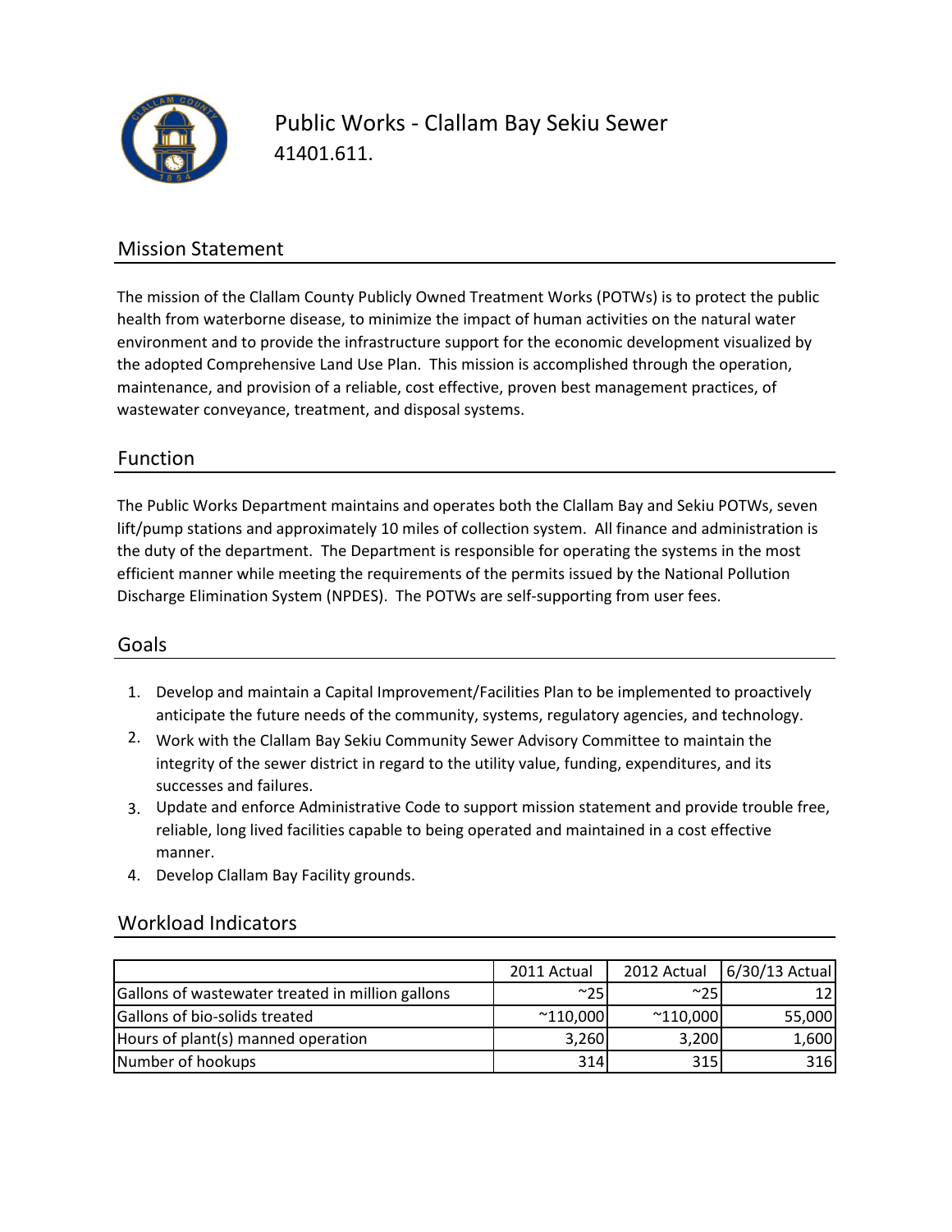# Public Works - Clallam Bay Sekiu Sewer

41401.611.

## Mission Statement

The mission of the Clallam County Publicly Owned Treatment Works (POTWs) is to protect the public health from waterborne disease, to minimize the impact of human activities on the natural water environment and to provide the infrastructure support for the economic development visualized by the adopted Comprehensive Land Use Plan. This mission is accomplished through the operation, maintenance, and provision of a reliable, cost effective, proven best management practices, of wastewater conveyance, treatment, and disposal systems.

## Function

The Public Works Department maintains and operates both the Clallam Bay and Sekiu POTWs, seven lift/pump stations and approximately 10 miles of collection system. All finance and administration is the duty of the department. The Department is responsible for operating the systems in the most efficient manner while meeting the requirements of the permits issued by the National Pollution Discharge Elimination System (NPDES). The POTWs are self-supporting from user fees.

## Goals

1. Develop and maintain a Capital Improvement/Facilities Plan to be implemented to proactively anticipate the future needs of the community, systems, regulatory agencies, and technology.
2. Work with the Clallam Bay Sekiu Community Sewer Advisory Committee to maintain the integrity of the sewer district in regard to the utility value, funding, expenditures, and its successes and failures.
3. Update and enforce Administrative Code to support mission statement and provide trouble free, reliable, long lived facilities capable to being operated and maintained in a cost effective manner.
4. Develop Clallam Bay Facility grounds.

## Workload Indicators

| | 2011 Actual | 2012 Actual | 6/30/13 Actual |
|---|---|---|---|
| Gallons of wastewater treated in million gallons | ~25 | ~25 | 12 |
| Gallons of bio-solids treated | ~110,000 | ~110,000 | 55,000 |
| Hours of plant(s) manned operation | 3,260 | 3,200 | 1,600 |
| Number of hookups | 314 | 315 | 316 |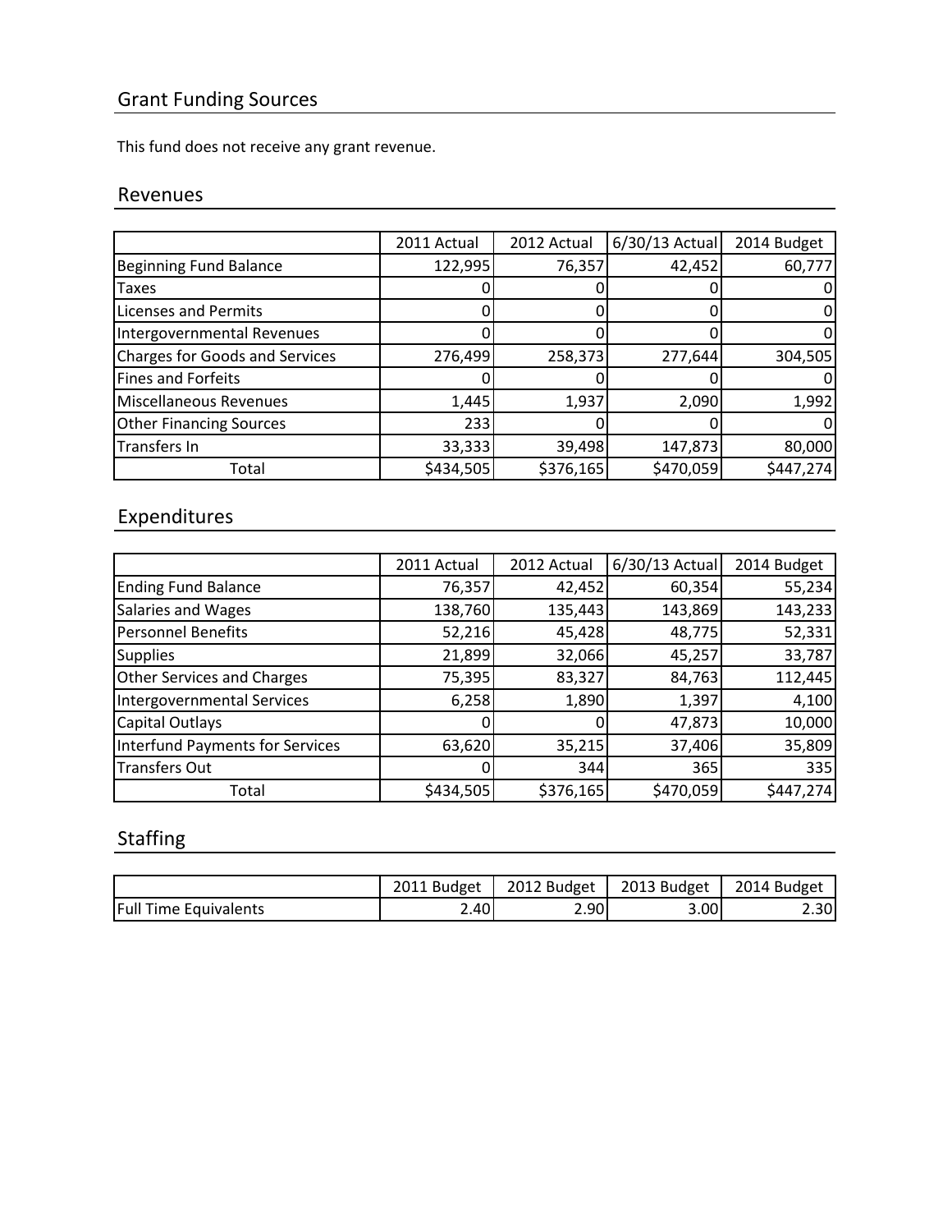## Grant Funding Sources

This fund does not receive any grant revenue.

## Revenues

| | 2011 Actual | 2012 Actual | 6/30/13 Actual | 2014 Budget |
|---|---|---|---|---|
| Beginning Fund Balance | 122,995 | 76,357 | 42,452 | 60,777 |
| Taxes | 0 | 0 | 0 | 0 |
| Licenses and Permits | 0 | 0 | 0 | 0 |
| Intergovernmental Revenues | 0 | 0 | 0 | 0 |
| Charges for Goods and Services | 276,499 | 258,373 | 277,644 | 304,505 |
| Fines and Forfeits | 0 | 0 | 0 | 0 |
| Miscellaneous Revenues | 1,445 | 1,937 | 2,090 | 1,992 |
| Other Financing Sources | 233 | 0 | 0 | 0 |
| Transfers In | 33,333 | 39,498 | 147,873 | 80,000 |
| Total | $434,505 | $376,165 | $470,059 | $447,274 |

## Expenditures

| | 2011 Actual | 2012 Actual | 6/30/13 Actual | 2014 Budget |
|---|---|---|---|---|
| Ending Fund Balance | 76,357 | 42,452 | 60,354 | 55,234 |
| Salaries and Wages | 138,760 | 135,443 | 143,869 | 143,233 |
| Personnel Benefits | 52,216 | 45,428 | 48,775 | 52,331 |
| Supplies | 21,899 | 32,066 | 45,257 | 33,787 |
| Other Services and Charges | 75,395 | 83,327 | 84,763 | 112,445 |
| Intergovernmental Services | 6,258 | 1,890 | 1,397 | 4,100 |
| Capital Outlays | 0 | 0 | 47,873 | 10,000 |
| Interfund Payments for Services | 63,620 | 35,215 | 37,406 | 35,809 |
| Transfers Out | 0 | 344 | 365 | 335 |
| Total | $434,505 | $376,165 | $470,059 | $447,274 |

## Staffing

| | 2011 Budget | 2012 Budget | 2013 Budget | 2014 Budget |
|---|---|---|---|---|
| Full Time Equivalents | 2.40 | 2.90 | 3.00 | 2.30 |